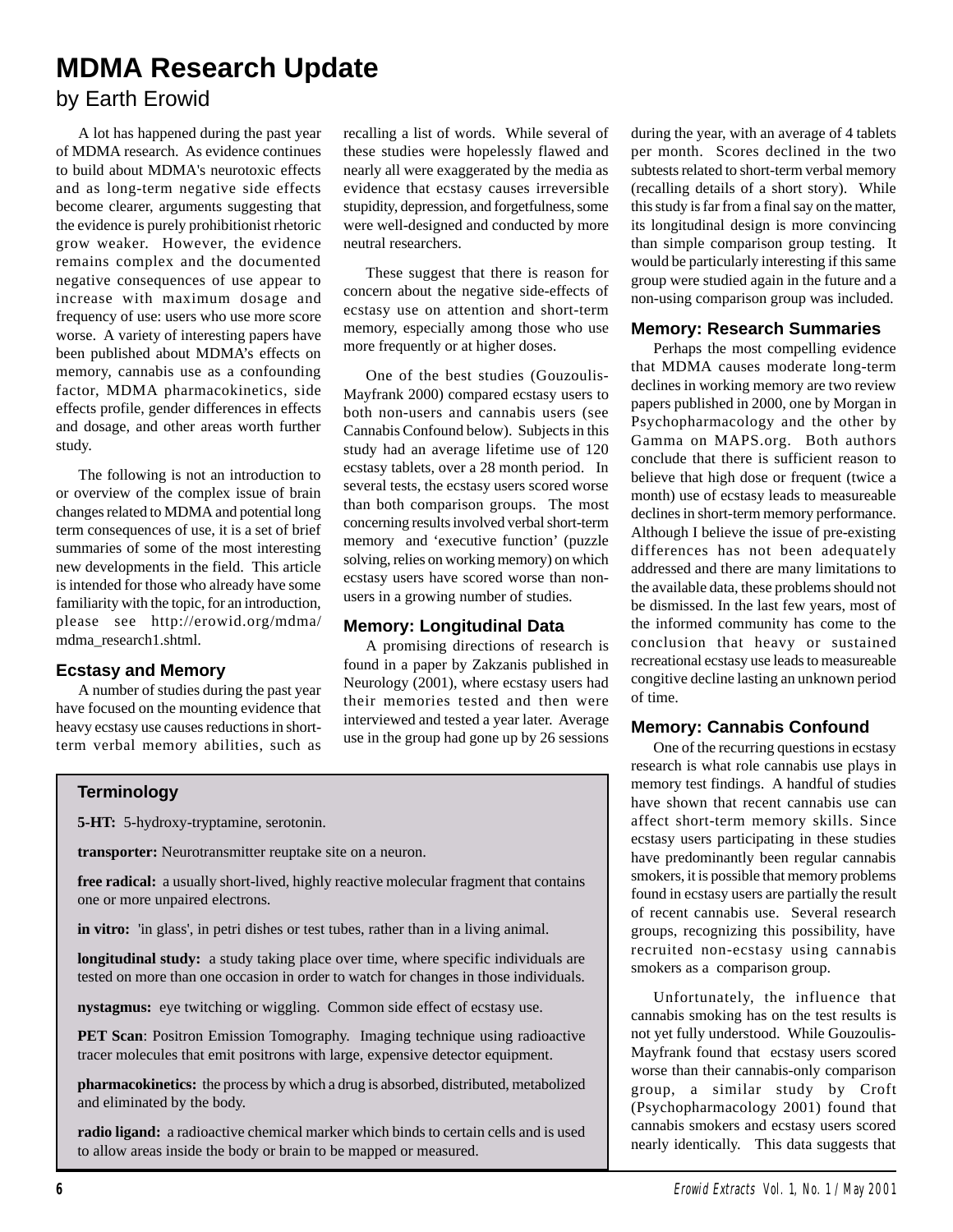# MDMA Research Update

by Earth Erowid

A lot has happened during the past year of MDMA research. As evidence continues to build about MDMA's neurotoxic effects and as long-term negative side effects become clearer, arguments suggesting that the evidence is purely prohibitionist rhetoric grow weaker. However, the evidence remains complex and the documented negative consequences of use appear to increase with maximum dosage and frequency of use: users who use more score worse. A variety of interesting papers have been published about MDMA's effects on memory, cannabis use as a confounding factor, MDMA pharmacokinetics, side effects profile, gender differences in effects and dosage, and other areas worth further study.

The following is not an introduction to or overview of the complex issue of brain changes related to MDMA and potential long term consequences of use, it is a set of brief summaries of some of the most interesting new developments in the field. This article is intended for those who already have some familiarity with the topic, for an introduction, please see http://erowid.org/mdma/mdma_research1.shtml.

## Ecstasy and Memory

A number of studies during the past year have focused on the mounting evidence that heavy ecstasy use causes reductions in short-term verbal memory abilities, such as recalling a list of words. While several of these studies were hopelessly flawed and nearly all were exaggerated by the media as evidence that ecstasy causes irreversible stupidity, depression, and forgetfulness, some were well-designed and conducted by more neutral researchers.

These suggest that there is reason for concern about the negative side-effects of ecstasy use on attention and short-term memory, especially among those who use more frequently or at higher doses.

One of the best studies (Gouzoulis-Mayfrank 2000) compared ecstasy users to both non-users and cannabis users (see Cannabis Confound below). Subjects in this study had an average lifetime use of 120 ecstasy tablets, over a 28 month period. In several tests, the ecstasy users scored worse than both comparison groups. The most concerning results involved verbal short-term memory and 'executive function' (puzzle solving, relies on working memory) on which ecstasy users have scored worse than non-users in a growing number of studies.

## Memory: Longitudinal Data

A promising directions of research is found in a paper by Zakzanis published in Neurology (2001), where ecstasy users had their memories tested and then were interviewed and tested a year later. Average use in the group had gone up by 26 sessions during the year, with an average of 4 tablets per month. Scores declined in the two subtests related to short-term verbal memory (recalling details of a short story). While this study is far from a final say on the matter, its longitudinal design is more convincing than simple comparison group testing. It would be particularly interesting if this same group were studied again in the future and a non-using comparison group was included.

## Memory: Research Summaries

Perhaps the most compelling evidence that MDMA causes moderate long-term declines in working memory are two review papers published in 2000, one by Morgan in Psychopharmacology and the other by Gamma on MAPS.org. Both authors conclude that there is sufficient reason to believe that high dose or frequent (twice a month) use of ecstasy leads to measureable declines in short-term memory performance. Although I believe the issue of pre-existing differences has not been adequately addressed and there are many limitations to the available data, these problems should not be dismissed. In the last few years, most of the informed community has come to the conclusion that heavy or sustained recreational ecstasy use leads to measureable congitive decline lasting an unknown period of time.

## Memory: Cannabis Confound

One of the recurring questions in ecstasy research is what role cannabis use plays in memory test findings. A handful of studies have shown that recent cannabis use can affect short-term memory skills. Since ecstasy users participating in these studies have predominantly been regular cannabis smokers, it is possible that memory problems found in ecstasy users are partially the result of recent cannabis use. Several research groups, recognizing this possibility, have recruited non-ecstasy using cannabis smokers as a comparison group.

Unfortunately, the influence that cannabis smoking has on the test results is not yet fully understood. While Gouzoulis-Mayfrank found that ecstasy users scored worse than their cannabis-only comparison group, a similar study by Croft (Psychopharmacology 2001) found that cannabis smokers and ecstasy users scored nearly identically. This data suggests that

### Terminology

**5-HT:** 5-hydroxy-tryptamine, serotonin.

**transporter:** Neurotransmitter reuptake site on a neuron.

**free radical:** a usually short-lived, highly reactive molecular fragment that contains one or more unpaired electrons.

**in vitro:** 'in glass', in petri dishes or test tubes, rather than in a living animal.

**longitudinal study:** a study taking place over time, where specific individuals are tested on more than one occasion in order to watch for changes in those individuals.

**nystagmus:** eye twitching or wiggling. Common side effect of ecstasy use.

**PET Scan**: Positron Emission Tomography. Imaging technique using radioactive tracer molecules that emit positrons with large, expensive detector equipment.

**pharmacokinetics:** the process by which a drug is absorbed, distributed, metabolized and eliminated by the body.

**radio ligand:** a radioactive chemical marker which binds to certain cells and is used to allow areas inside the body or brain to be mapped or measured.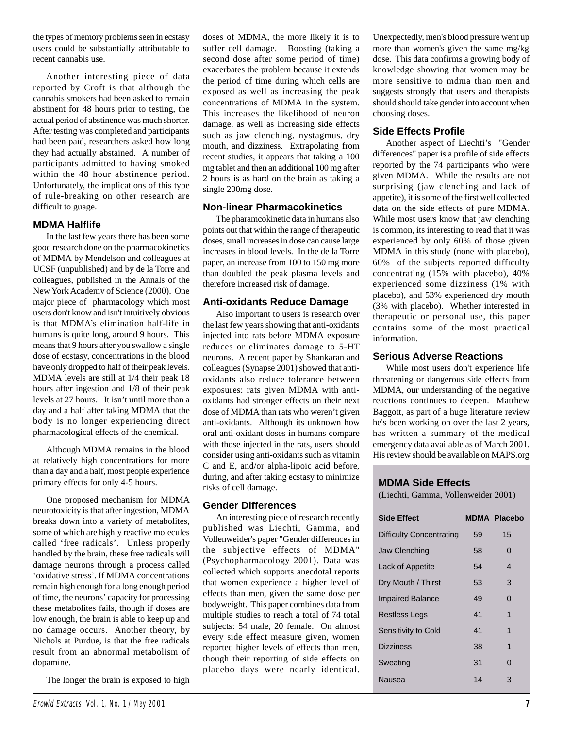the types of memory problems seen in ecstasy users could be substantially attributable to recent cannabis use.

Another interesting piece of data reported by Croft is that although the cannabis smokers had been asked to remain abstinent for 48 hours prior to testing, the actual period of abstinence was much shorter. After testing was completed and participants had been paid, researchers asked how long they had actually abstained. A number of participants admitted to having smoked within the 48 hour abstinence period. Unfortunately, the implications of this type of rule-breaking on other research are difficult to guage.

### MDMA Halflife

In the last few years there has been some good research done on the pharmacokinetics of MDMA by Mendelson and colleagues at UCSF (unpublished) and by de la Torre and colleagues, published in the Annals of the New York Academy of Science (2000). One major piece of pharmacology which most users don't know and isn't intuitively obvious is that MDMA's elimination half-life in humans is quite long, around 9 hours. This means that 9 hours after you swallow a single dose of ecstasy, concentrations in the blood have only dropped to half of their peak levels. MDMA levels are still at 1/4 their peak 18 hours after ingestion and 1/8 of their peak levels at 27 hours. It isn't until more than a day and a half after taking MDMA that the body is no longer experiencing direct pharmacological effects of the chemical.

Although MDMA remains in the blood at relatively high concentrations for more than a day and a half, most people experience primary effects for only 4-5 hours.

One proposed mechanism for MDMA neurotoxicity is that after ingestion, MDMA breaks down into a variety of metabolites, some of which are highly reactive molecules called 'free radicals'. Unless properly handled by the brain, these free radicals will damage neurons through a process called 'oxidative stress'. If MDMA concentrations remain high enough for a long enough period of time, the neurons' capacity for processing these metabolites fails, though if doses are low enough, the brain is able to keep up and no damage occurs. Another theory, by Nichols at Purdue, is that the free radicals result from an abnormal metabolism of dopamine.

The longer the brain is exposed to high doses of MDMA, the more likely it is to suffer cell damage. Boosting (taking a second dose after some period of time) exacerbates the problem because it extends the period of time during which cells are exposed as well as increasing the peak concentrations of MDMA in the system. This increases the likelihood of neuron damage, as well as increasing side effects such as jaw clenching, nystagmus, dry mouth, and dizziness. Extrapolating from recent studies, it appears that taking a 100 mg tablet and then an additional 100 mg after 2 hours is as hard on the brain as taking a single 200mg dose.

### Non-linear Pharmacokinetics

The pharamcokinetic data in humans also points out that within the range of therapeutic doses, small increases in dose can cause large increases in blood levels. In the de la Torre paper, an increase from 100 to 150 mg more than doubled the peak plasma levels and therefore increased risk of damage.

### Anti-oxidants Reduce Damage

Also important to users is research over the last few years showing that anti-oxidants injected into rats before MDMA exposure reduces or eliminates damage to 5-HT neurons. A recent paper by Shankaran and colleagues (Synapse 2001) showed that anti-oxidants also reduce tolerance between exposures: rats given MDMA with anti-oxidants had stronger effects on their next dose of MDMA than rats who weren't given anti-oxidants. Although its unknown how oral anti-oxidant doses in humans compare with those injected in the rats, users should consider using anti-oxidants such as vitamin C and E, and/or alpha-lipoic acid before, during, and after taking ecstasy to minimize risks of cell damage.

### Gender Differences

An interesting piece of research recently published was Liechti, Gamma, and Vollenweider's paper "Gender differences in the subjective effects of MDMA" (Psychopharmacology 2001). Data was collected which supports anecdotal reports that women experience a higher level of effects than men, given the same dose per bodyweight. This paper combines data from multiple studies to reach a total of 74 total subjects: 54 male, 20 female. On almost every side effect measure given, women reported higher levels of effects than men, though their reporting of side effects on placebo days were nearly identical. Unexpectedly, men's blood pressure went up more than women's given the same mg/kg dose. This data confirms a growing body of knowledge showing that women may be more sensitive to mdma than men and suggests strongly that users and therapists should should take gender into account when choosing doses.

### Side Effects Profile

Another aspect of Liechti's "Gender differences" paper is a profile of side effects reported by the 74 participants who were given MDMA. While the results are not surprising (jaw clenching and lack of appetite), it is some of the first well collected data on the side effects of pure MDMA. While most users know that jaw clenching is common, its interesting to read that it was experienced by only 60% of those given MDMA in this study (none with placebo), 60% of the subjects reported difficulty concentrating (15% with placebo), 40% experienced some dizziness (1% with placebo), and 53% experienced dry mouth (3% with placebo). Whether interested in therapeutic or personal use, this paper contains some of the most practical information.

### Serious Adverse Reactions

While most users don't experience life threatening or dangerous side effects from MDMA, our understanding of the negative reactions continues to deepen. Matthew Baggott, as part of a huge literature review he's been working on over the last 2 years, has written a summary of the medical emergency data available as of March 2001. His review should be available on MAPS.org

### MDMA Side Effects

(Liechti, Gamma, Vollenweider 2001)

| Side Effect | MDMA | Placebo |
|---|---|---|
| Difficulty Concentrating | 59 | 15 |
| Jaw Clenching | 58 | 0 |
| Lack of Appetite | 54 | 4 |
| Dry Mouth / Thirst | 53 | 3 |
| Impaired Balance | 49 | 0 |
| Restless Legs | 41 | 1 |
| Sensitivity to Cold | 41 | 1 |
| Dizziness | 38 | 1 |
| Sweating | 31 | 0 |
| Nausea | 14 | 3 |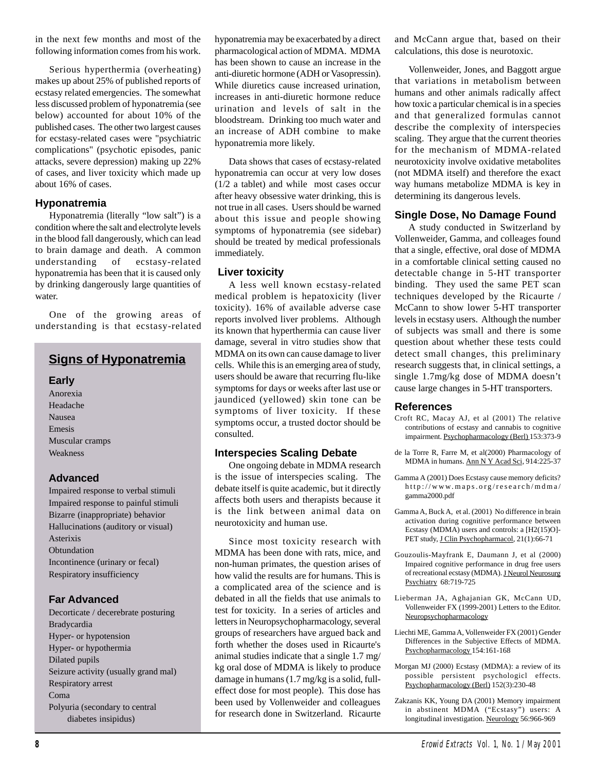in the next few months and most of the following information comes from his work.

Serious hyperthermia (overheating) makes up about 25% of published reports of ecstasy related emergencies. The somewhat less discussed problem of hyponatremia (see below) accounted for about 10% of the published cases. The other two largest causes for ecstasy-related cases were "psychiatric complications" (psychotic episodes, panic attacks, severe depression) making up 22% of cases, and liver toxicity which made up about 16% of cases.

## Hyponatremia

Hyponatremia (literally "low salt") is a condition where the salt and electrolyte levels in the blood fall dangerously, which can lead to brain damage and death. A common understanding of ecstasy-related hyponatremia has been that it is caused only by drinking dangerously large quantities of water.

One of the growing areas of understanding is that ecstasy-related hyponatremia may be exacerbated by a direct pharmacological action of MDMA. MDMA has been shown to cause an increase in the anti-diuretic hormone (ADH or Vasopressin). While diuretics cause increased urination, increases in anti-diuretic hormone reduce urination and levels of salt in the bloodstream. Drinking too much water and an increase of ADH combine to make hyponatremia more likely.

Data shows that cases of ecstasy-related hyponatremia can occur at very low doses (1/2 a tablet) and while most cases occur after heavy obsessive water drinking, this is not true in all cases. Users should be warned about this issue and people showing symptoms of hyponatremia (see sidebar) should be treated by medical professionals immediately.

## Signs of Hyponatremia

### Early

Anorexia
Headache
Nausea
Emesis
Muscular cramps
Weakness

### Advanced

Impaired response to verbal stimuli
Impaired response to painful stimuli
Bizarre (inappropriate) behavior
Hallucinations (auditory or visual)
Asterixis
Obtundation
Incontinence (urinary or fecal)
Respiratory insufficiency

### Far Advanced

Decorticate / decerebrate posturing
Bradycardia
Hyper- or hypotension
Hyper- or hypothermia
Dilated pupils
Seizure activity (usually grand mal)
Respiratory arrest
Coma
Polyuria (secondary to central diabetes insipidus)

## Liver toxicity

A less well known ecstasy-related medical problem is hepatoxicity (liver toxicity). 16% of available adverse case reports involved liver problems. Although its known that hyperthermia can cause liver damage, several in vitro studies show that MDMA on its own can cause damage to liver cells. While this is an emerging area of study, users should be aware that recurring flu-like symptoms for days or weeks after last use or jaundiced (yellowed) skin tone can be symptoms of liver toxicity. If these symptoms occur, a trusted doctor should be consulted.

## Interspecies Scaling Debate

One ongoing debate in MDMA research is the issue of interspecies scaling. The debate itself is quite academic, but it directly affects both users and therapists because it is the link between animal data on neurotoxicity and human use.

Since most toxicity research with MDMA has been done with rats, mice, and non-human primates, the question arises of how valid the results are for humans. This is a complicated area of the science and is debated in all the fields that use animals to test for toxicity. In a series of articles and letters in Neuropsychopharmacology, several groups of researchers have argued back and forth whether the doses used in Ricaurte's animal studies indicate that a single 1.7 mg/kg oral dose of MDMA is likely to produce damage in humans (1.7 mg/kg is a solid, full-effect dose for most people). This dose has been used by Vollenweider and colleagues for research done in Switzerland. Ricaurte and McCann argue that, based on their calculations, this dose is neurotoxic.

Vollenweider, Jones, and Baggott argue that variations in metabolism between humans and other animals radically affect how toxic a particular chemical is in a species and that generalized formulas cannot describe the complexity of interspecies scaling. They argue that the current theories for the mechanism of MDMA-related neurotoxicity involve oxidative metabolites (not MDMA itself) and therefore the exact way humans metabolize MDMA is key in determining its dangerous levels.

## Single Dose, No Damage Found

A study conducted in Switzerland by Vollenweider, Gamma, and colleages found that a single, effective, oral dose of MDMA in a comfortable clinical setting caused no detectable change in 5-HT transporter binding. They used the same PET scan techniques developed by the Ricaurte / McCann to show lower 5-HT transporter levels in ecstasy users. Although the number of subjects was small and there is some question about whether these tests could detect small changes, this preliminary research suggests that, in clinical settings, a single 1.7mg/kg dose of MDMA doesn't cause large changes in 5-HT transporters.

## References

Croft RC, Macay AJ, et al (2001) The relative contributions of ecstasy and cannabis to cognitive impairment. Psychopharmacology (Berl) 153:373-9

de la Torre R, Farre M, et al(2000) Pharmacology of MDMA in humans. Ann N Y Acad Sci, 914:225-37

Gamma A (2001) Does Ecstasy cause memory deficits? http://www.maps.org/research/mdma/gamma2000.pdf

Gamma A, Buck A, et al. (2001) No difference in brain activation during cognitive performance between Ecstasy (MDMA) users and controls: a [$H_2(15)O$]-PET study, J Clin Psychopharmacol, 21(1):66-71

Gouzoulis-Mayfrank E, Daumann J, et al (2000) Impaired cognitive performance in drug free users of recreational ecstasy (MDMA). J Neurol Neurosurg Psychiatry 68:719-725

Lieberman JA, Aghajanian GK, McCann UD, Vollenweider FX (1999-2001) Letters to the Editor. Neuropsychopharmacology

Liechti ME, Gamma A, Vollenweider FX (2001) Gender Differences in the Subjective Effects of MDMA. Psychopharmacology 154:161-168

Morgan MJ (2000) Ecstasy (MDMA): a review of its possible persistent psychologicl effects. Psychopharmacology (Berl) 152(3):230-48

Zakzanis KK, Young DA (2001) Memory impairment in abstinent MDMA ("Ecstasy") users: A longitudinal investigation. Neurology 56:966-969